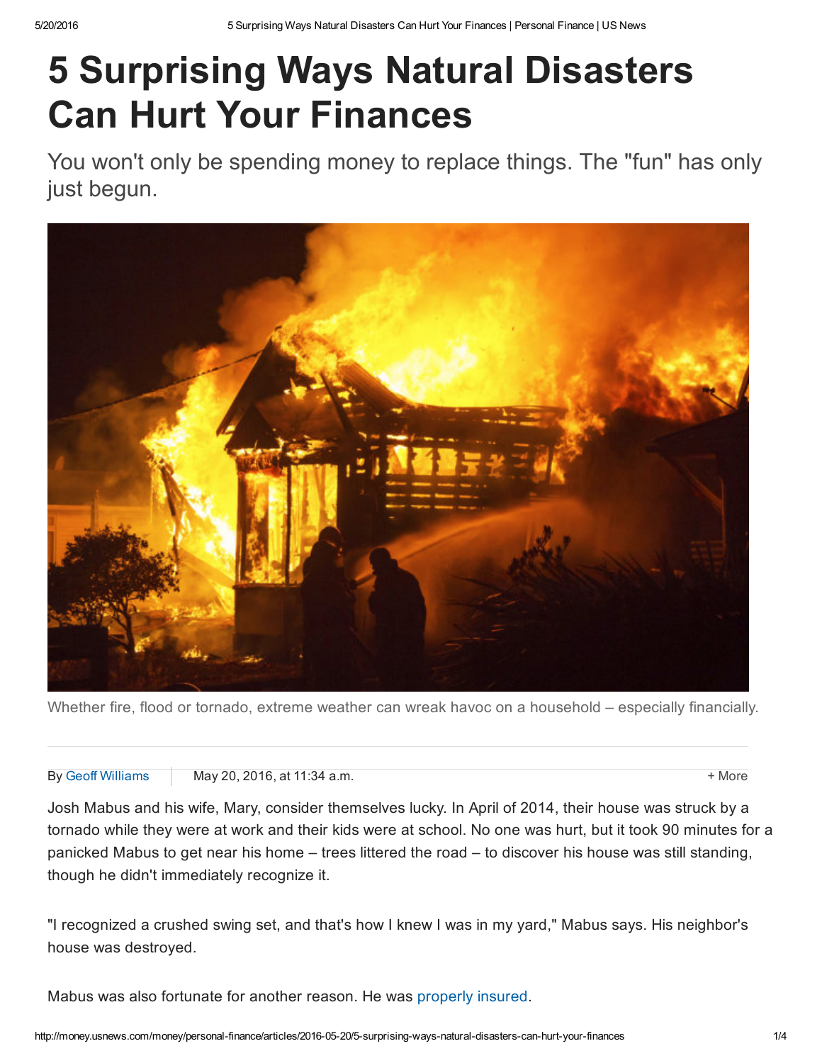# 5 Surprising Ways Natural Disasters Can Hurt Your Finances

You won't only be spending money to replace things. The "fun" has only just begun.

Whether fire, flood or tornado, extreme weather can wreak havoc on a household – especially financially.

By Geoff Williams | May 20, 2016, at 11:34 a.m.

Josh Mabus and his wife, Mary, consider themselves lucky. In April of 2014, their house was struck by a tornado while they were at work and their kids were at school. No one was hurt, but it took 90 minutes for a panicked Mabus to get near his home – trees littered the road – to discover his house was still standing, though he didn't immediately recognize it.

"I recognized a crushed swing set, and that's how I knew I was in my yard," Mabus says. His neighbor's house was destroyed.

Mabus was also fortunate for another reason. He was properly insured.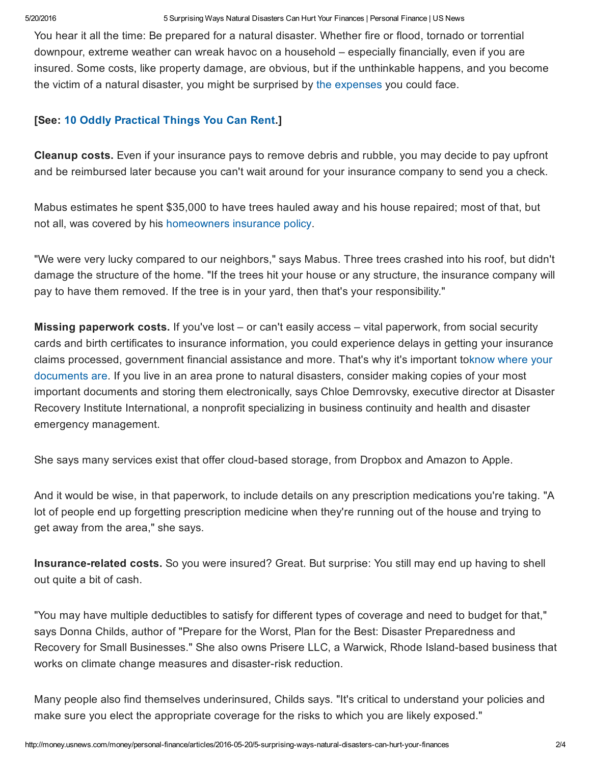You hear it all the time: Be prepared for a natural disaster. Whether fire or flood, tornado or torrential downpour, extreme weather can wreak havoc on a household – especially financially, even if you are insured. Some costs, like property damage, are obvious, but if the unthinkable happens, and you become the victim of a natural disaster, you might be surprised by the expenses you could face.

**[See: 10 Oddly Practical Things You Can Rent.]**

**Cleanup costs.** Even if your insurance pays to remove debris and rubble, you may decide to pay upfront and be reimbursed later because you can't wait around for your insurance company to send you a check.

Mabus estimates he spent $35,000 to have trees hauled away and his house repaired; most of that, but not all, was covered by his homeowners insurance policy.

"We were very lucky compared to our neighbors," says Mabus. Three trees crashed into his roof, but didn't damage the structure of the home. "If the trees hit your house or any structure, the insurance company will pay to have them removed. If the tree is in your yard, then that's your responsibility."

**Missing paperwork costs.** If you've lost – or can't easily access – vital paperwork, from social security cards and birth certificates to insurance information, you could experience delays in getting your insurance claims processed, government financial assistance and more. That's why it's important toknow where your documents are. If you live in an area prone to natural disasters, consider making copies of your most important documents and storing them electronically, says Chloe Demrovsky, executive director at Disaster Recovery Institute International, a nonprofit specializing in business continuity and health and disaster emergency management.

She says many services exist that offer cloud-based storage, from Dropbox and Amazon to Apple.

And it would be wise, in that paperwork, to include details on any prescription medications you're taking. "A lot of people end up forgetting prescription medicine when they're running out of the house and trying to get away from the area," she says.

**Insurance-related costs.** So you were insured? Great. But surprise: You still may end up having to shell out quite a bit of cash.

"You may have multiple deductibles to satisfy for different types of coverage and need to budget for that," says Donna Childs, author of "Prepare for the Worst, Plan for the Best: Disaster Preparedness and Recovery for Small Businesses." She also owns Prisere LLC, a Warwick, Rhode Island-based business that works on climate change measures and disaster-risk reduction.

Many people also find themselves underinsured, Childs says. "It's critical to understand your policies and make sure you elect the appropriate coverage for the risks to which you are likely exposed."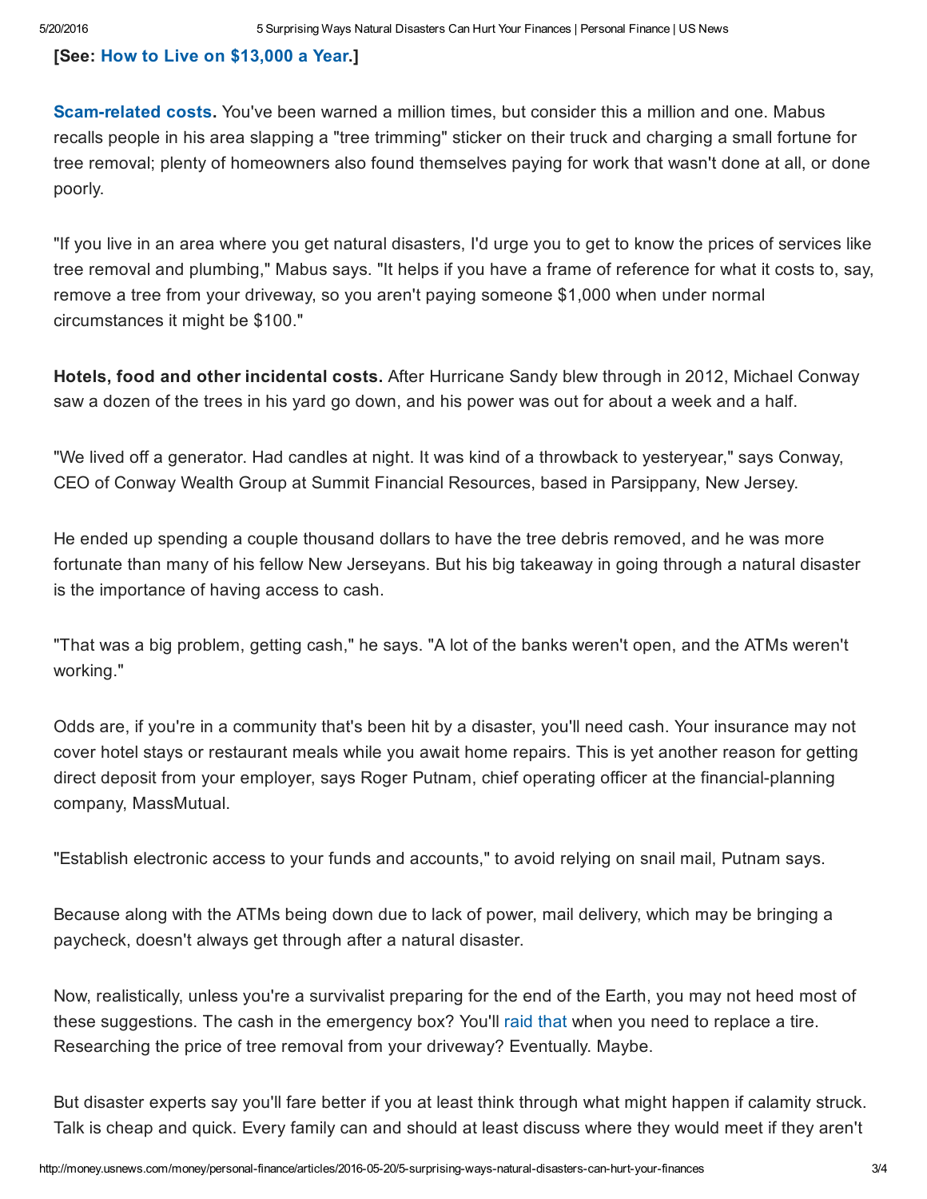**[See: How to Live on $13,000 a Year.]**

**Scam-related costs.** You've been warned a million times, but consider this a million and one. Mabus recalls people in his area slapping a "tree trimming" sticker on their truck and charging a small fortune for tree removal; plenty of homeowners also found themselves paying for work that wasn't done at all, or done poorly.

"If you live in an area where you get natural disasters, I'd urge you to get to know the prices of services like tree removal and plumbing," Mabus says. "It helps if you have a frame of reference for what it costs to, say, remove a tree from your driveway, so you aren't paying someone $1,000 when under normal circumstances it might be $100."

**Hotels, food and other incidental costs.** After Hurricane Sandy blew through in 2012, Michael Conway saw a dozen of the trees in his yard go down, and his power was out for about a week and a half.

"We lived off a generator. Had candles at night. It was kind of a throwback to yesteryear," says Conway, CEO of Conway Wealth Group at Summit Financial Resources, based in Parsippany, New Jersey.

He ended up spending a couple thousand dollars to have the tree debris removed, and he was more fortunate than many of his fellow New Jerseyans. But his big takeaway in going through a natural disaster is the importance of having access to cash.

"That was a big problem, getting cash," he says. "A lot of the banks weren't open, and the ATMs weren't working."

Odds are, if you're in a community that's been hit by a disaster, you'll need cash. Your insurance may not cover hotel stays or restaurant meals while you await home repairs. This is yet another reason for getting direct deposit from your employer, says Roger Putnam, chief operating officer at the financial-planning company, MassMutual.

"Establish electronic access to your funds and accounts," to avoid relying on snail mail, Putnam says.

Because along with the ATMs being down due to lack of power, mail delivery, which may be bringing a paycheck, doesn't always get through after a natural disaster.

Now, realistically, unless you're a survivalist preparing for the end of the Earth, you may not heed most of these suggestions. The cash in the emergency box? You'll raid that when you need to replace a tire. Researching the price of tree removal from your driveway? Eventually. Maybe.

But disaster experts say you'll fare better if you at least think through what might happen if calamity struck. Talk is cheap and quick. Every family can and should at least discuss where they would meet if they aren't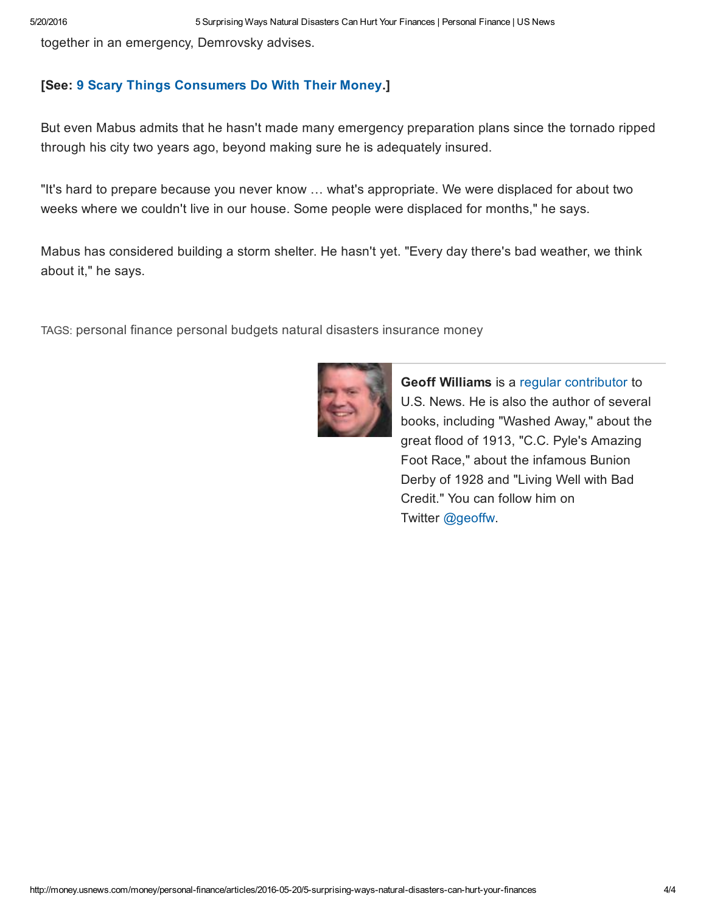together in an emergency, Demrovsky advises.

**[See: 9 Scary Things Consumers Do With Their Money.]**

But even Mabus admits that he hasn't made many emergency preparation plans since the tornado ripped through his city two years ago, beyond making sure he is adequately insured.

"It's hard to prepare because you never know … what's appropriate. We were displaced for about two weeks where we couldn't live in our house. Some people were displaced for months," he says.

Mabus has considered building a storm shelter. He hasn't yet. "Every day there's bad weather, we think about it," he says.

TAGS: personal finance personal budgets natural disasters insurance money

**Geoff Williams** is a regular contributor to U.S. News. He is also the author of several books, including "Washed Away," about the great flood of 1913, "C.C. Pyle's Amazing Foot Race," about the infamous Bunion Derby of 1928 and "Living Well with Bad Credit." You can follow him on Twitter @geoffw.